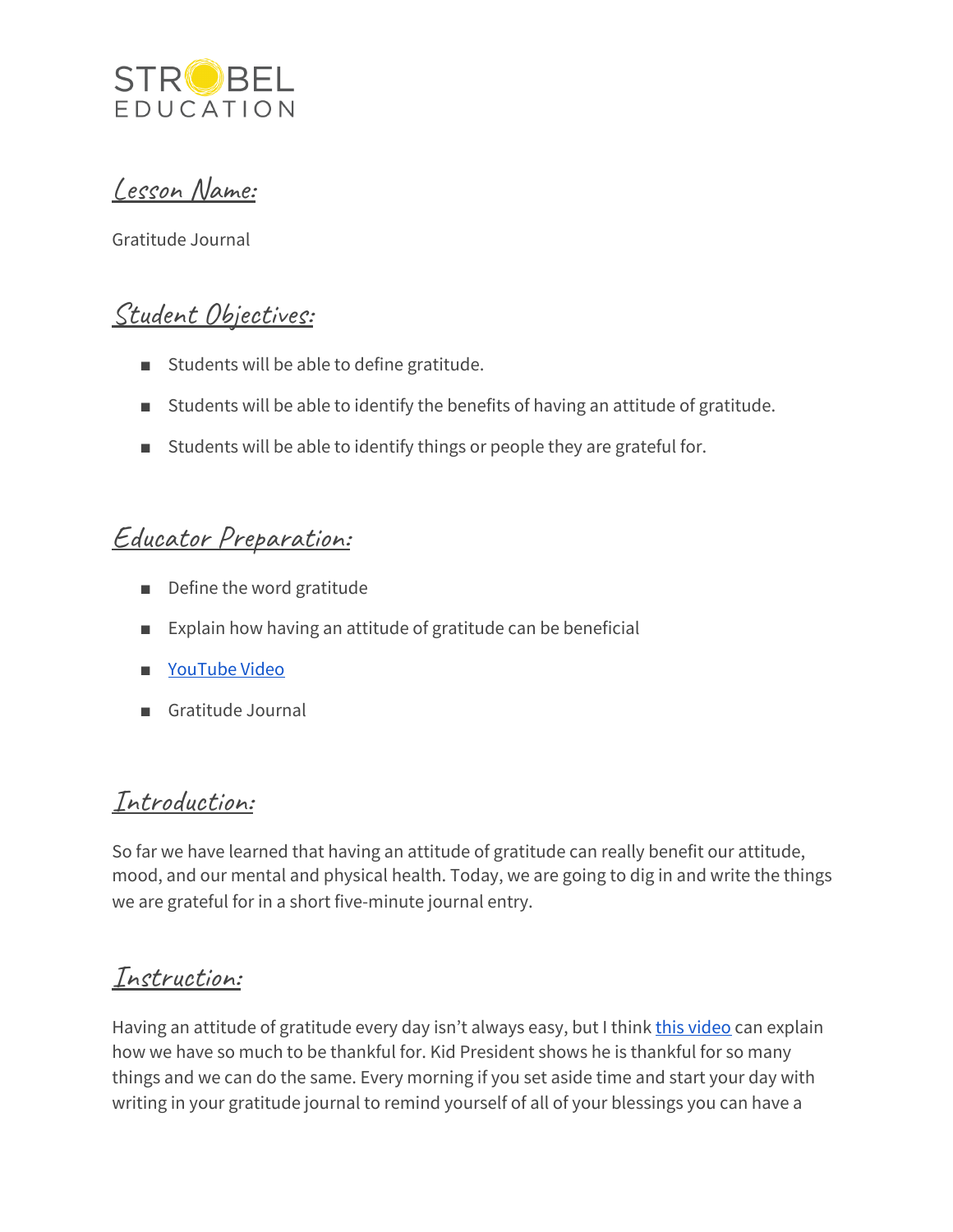STROBEL EDUCATION

## Lesson Name:

Gratitude Journal

## Student Objectives:

- Students will be able to define gratitude.
- Students will be able to identify the benefits of having an attitude of gratitude.
- Students will be able to identify things or people they are grateful for.

## Educator Preparation:

- Define the word gratitude
- Explain how having an attitude of gratitude can be beneficial
- YouTube Video
- Gratitude Journal

## Introduction:

So far we have learned that having an attitude of gratitude can really benefit our attitude, mood, and our mental and physical health. Today, we are going to dig in and write the things we are grateful for in a short five-minute journal entry.

## Instruction:

Having an attitude of gratitude every day isn't always easy, but I think this video can explain how we have so much to be thankful for. Kid President shows he is thankful for so many things and we can do the same. Every morning if you set aside time and start your day with writing in your gratitude journal to remind yourself of all of your blessings you can have a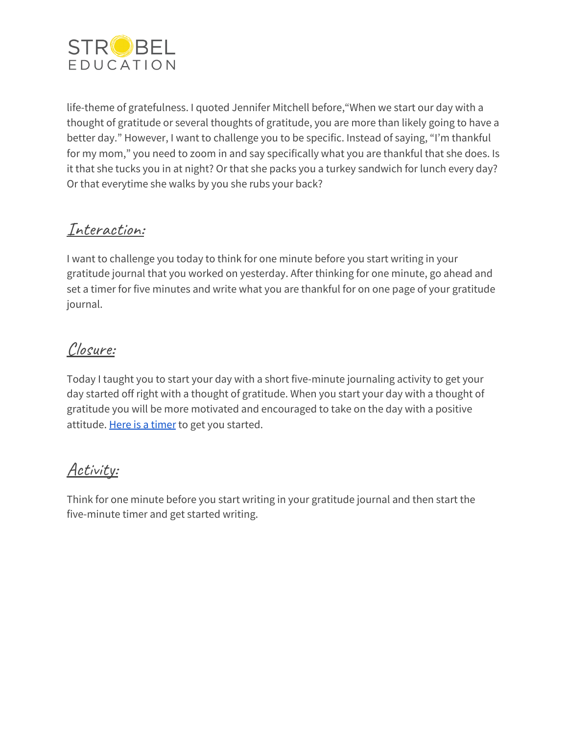life-theme of gratefulness. I quoted Jennifer Mitchell before,“When we start our day with a thought of gratitude or several thoughts of gratitude, you are more than likely going to have a better day.” However, I want to challenge you to be specific. Instead of saying, “I’m thankful for my mom,” you need to zoom in and say specifically what you are thankful that she does. Is it that she tucks you in at night? Or that she packs you a turkey sandwich for lunch every day? Or that everytime she walks by you she rubs your back?

## Interaction:

I want to challenge you today to think for one minute before you start writing in your gratitude journal that you worked on yesterday. After thinking for one minute, go ahead and set a timer for five minutes and write what you are thankful for on one page of your gratitude journal.

## Closure:

Today I taught you to start your day with a short five-minute journaling activity to get your day started off right with a thought of gratitude. When you start your day with a thought of gratitude you will be more motivated and encouraged to take on the day with a positive attitude. Here is a timer to get you started.

## Activity:

Think for one minute before you start writing in your gratitude journal and then start the five-minute timer and get started writing.